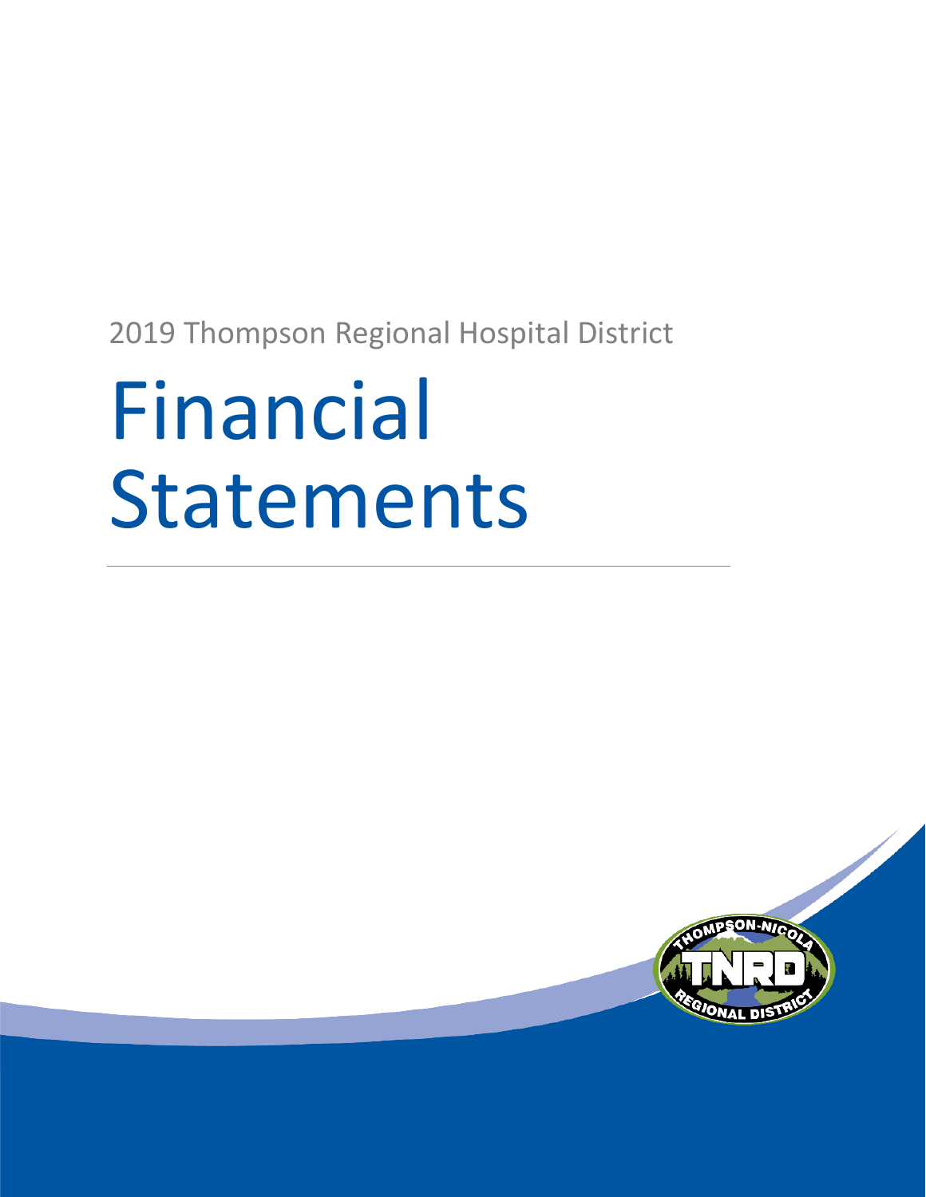2019 Thompson Regional Hospital District

# Financial Statements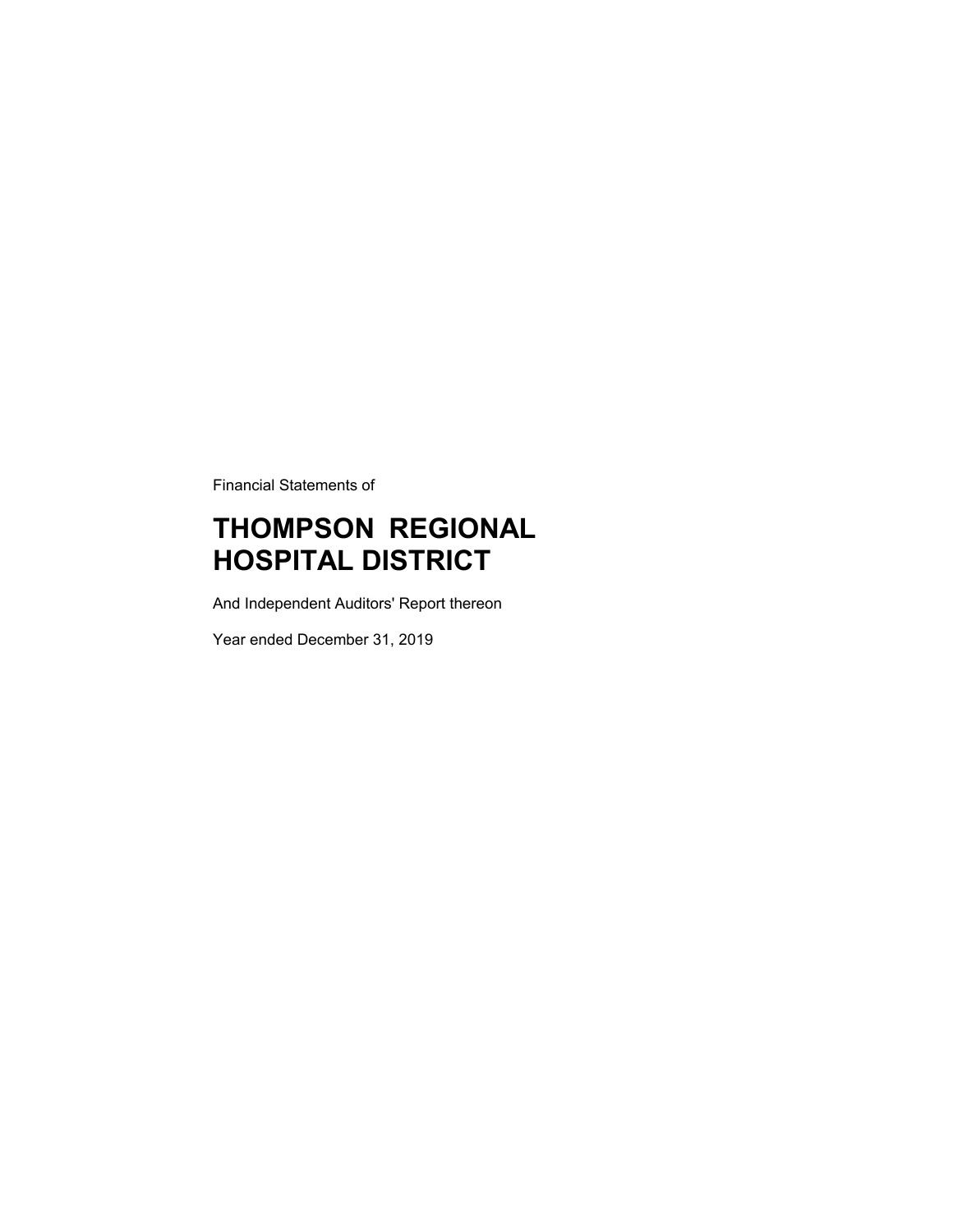Financial Statements of

# THOMPSON REGIONAL HOSPITAL DISTRICT

And Independent Auditors' Report thereon

Year ended December 31, 2019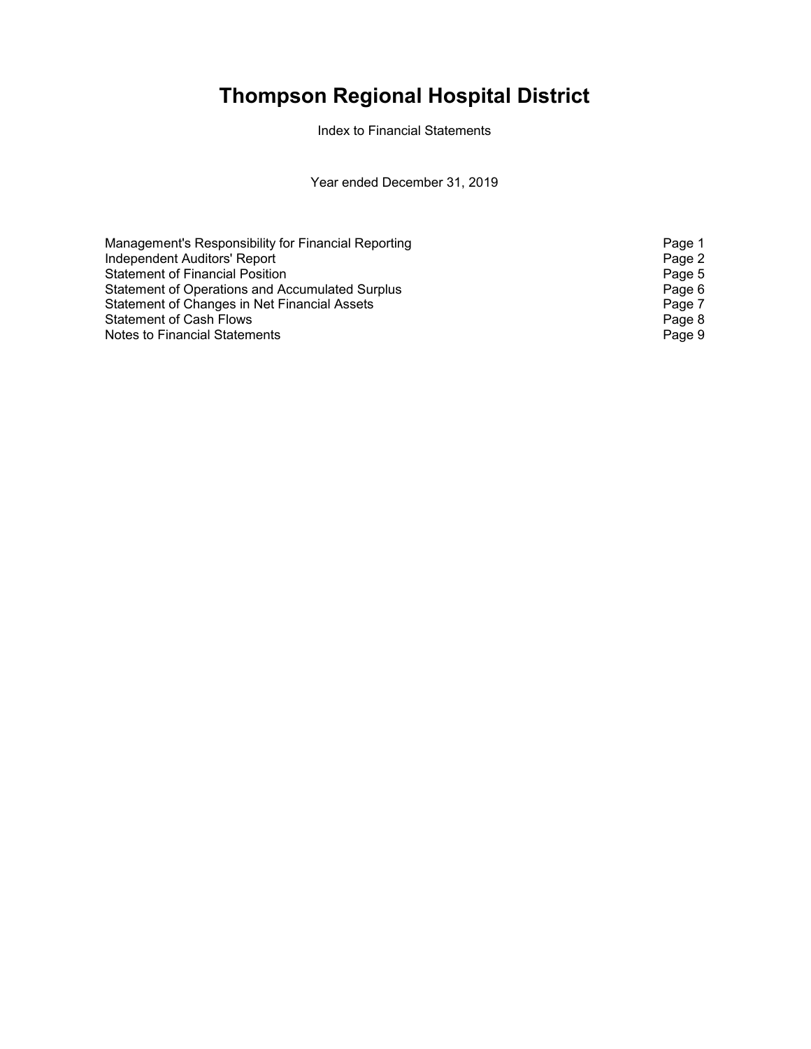# Thompson Regional Hospital District

Index to Financial Statements

Year ended December 31, 2019

| | |
|---|---|
| Management's Responsibility for Financial Reporting | Page 1 |
| Independent Auditors' Report | Page 2 |
| Statement of Financial Position | Page 5 |
| Statement of Operations and Accumulated Surplus | Page 6 |
| Statement of Changes in Net Financial Assets | Page 7 |
| Statement of Cash Flows | Page 8 |
| Notes to Financial Statements | Page 9 |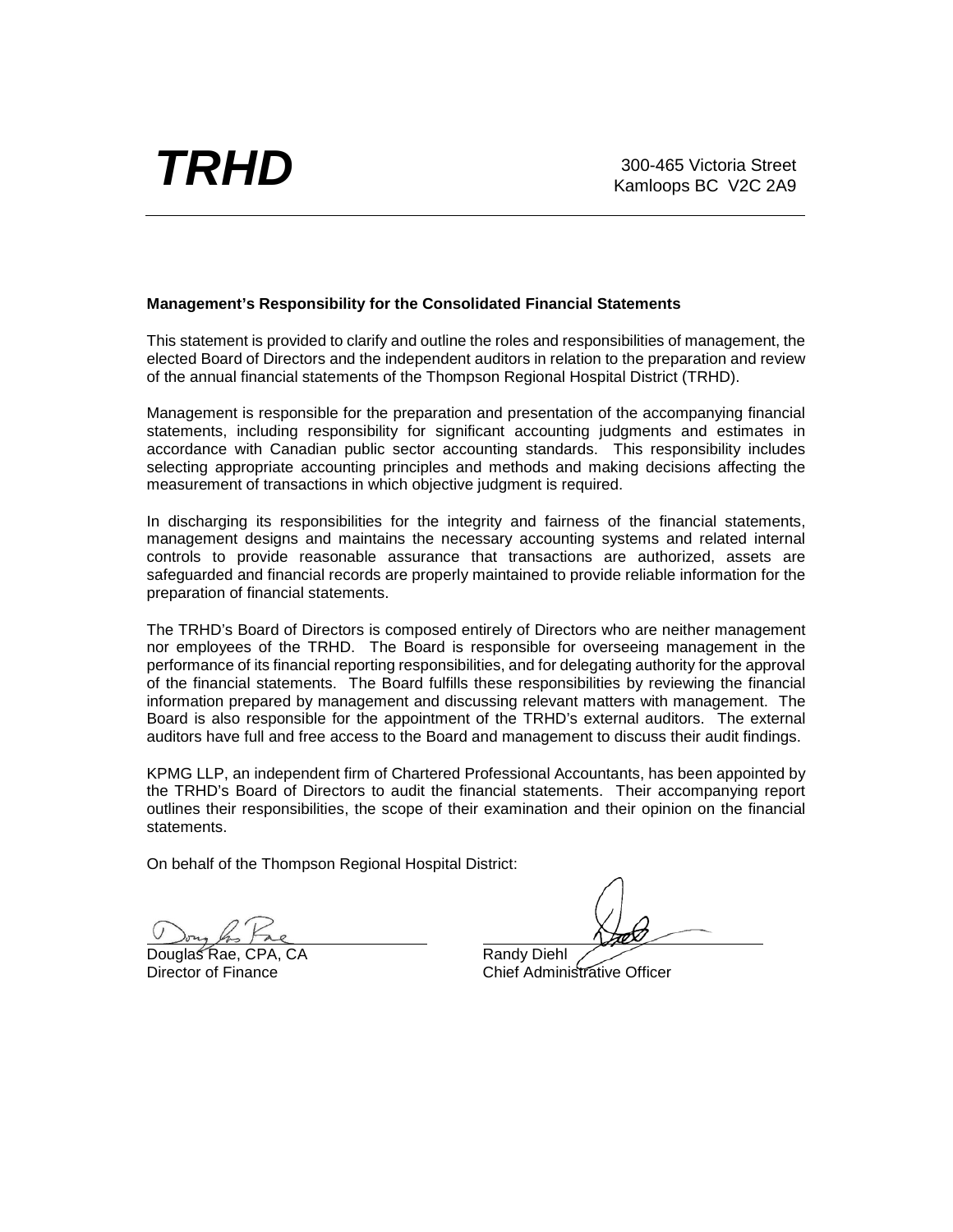# TRHD

300-465 Victoria Street
Kamloops BC  V2C 2A9

---

**Management's Responsibility for the Consolidated Financial Statements**

This statement is provided to clarify and outline the roles and responsibilities of management, the elected Board of Directors and the independent auditors in relation to the preparation and review of the annual financial statements of the Thompson Regional Hospital District (TRHD).

Management is responsible for the preparation and presentation of the accompanying financial statements, including responsibility for significant accounting judgments and estimates in accordance with Canadian public sector accounting standards. This responsibility includes selecting appropriate accounting principles and methods and making decisions affecting the measurement of transactions in which objective judgment is required.

In discharging its responsibilities for the integrity and fairness of the financial statements, management designs and maintains the necessary accounting systems and related internal controls to provide reasonable assurance that transactions are authorized, assets are safeguarded and financial records are properly maintained to provide reliable information for the preparation of financial statements.

The TRHD's Board of Directors is composed entirely of Directors who are neither management nor employees of the TRHD. The Board is responsible for overseeing management in the performance of its financial reporting responsibilities, and for delegating authority for the approval of the financial statements. The Board fulfills these responsibilities by reviewing the financial information prepared by management and discussing relevant matters with management. The Board is also responsible for the appointment of the TRHD's external auditors. The external auditors have full and free access to the Board and management to discuss their audit findings.

KPMG LLP, an independent firm of Chartered Professional Accountants, has been appointed by the TRHD's Board of Directors to audit the financial statements. Their accompanying report outlines their responsibilities, the scope of their examination and their opinion on the financial statements.

On behalf of the Thompson Regional Hospital District:

Douglas Rae, CPA, CA
Director of Finance

Randy Diehl
Chief Administrative Officer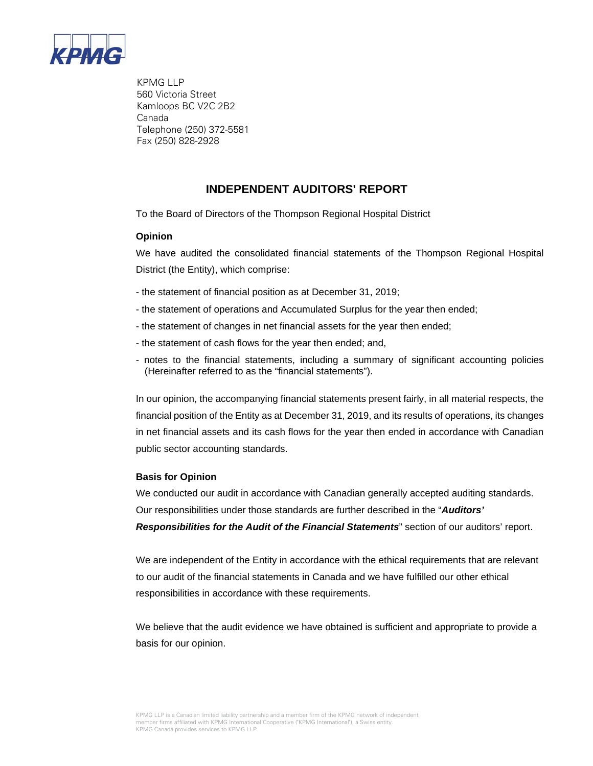KPMG

KPMG LLP
560 Victoria Street
Kamloops BC V2C 2B2
Canada
Telephone (250) 372-5581
Fax (250) 828-2928

# INDEPENDENT AUDITORS' REPORT

To the Board of Directors of the Thompson Regional Hospital District

### Opinion

We have audited the consolidated financial statements of the Thompson Regional Hospital District (the Entity), which comprise:

- the statement of financial position as at December 31, 2019;
- the statement of operations and Accumulated Surplus for the year then ended;
- the statement of changes in net financial assets for the year then ended;
- the statement of cash flows for the year then ended; and,
- notes to the financial statements, including a summary of significant accounting policies (Hereinafter referred to as the "financial statements").

In our opinion, the accompanying financial statements present fairly, in all material respects, the financial position of the Entity as at December 31, 2019, and its results of operations, its changes in net financial assets and its cash flows for the year then ended in accordance with Canadian public sector accounting standards.

### Basis for Opinion

We conducted our audit in accordance with Canadian generally accepted auditing standards. Our responsibilities under those standards are further described in the "***Auditors' Responsibilities for the Audit of the Financial Statements***" section of our auditors' report.

We are independent of the Entity in accordance with the ethical requirements that are relevant to our audit of the financial statements in Canada and we have fulfilled our other ethical responsibilities in accordance with these requirements.

We believe that the audit evidence we have obtained is sufficient and appropriate to provide a basis for our opinion.

KPMG LLP is a Canadian limited liability partnership and a member firm of the KPMG network of independent member firms affiliated with KPMG International Cooperative ("KPMG International"), a Swiss entity. KPMG Canada provides services to KPMG LLP.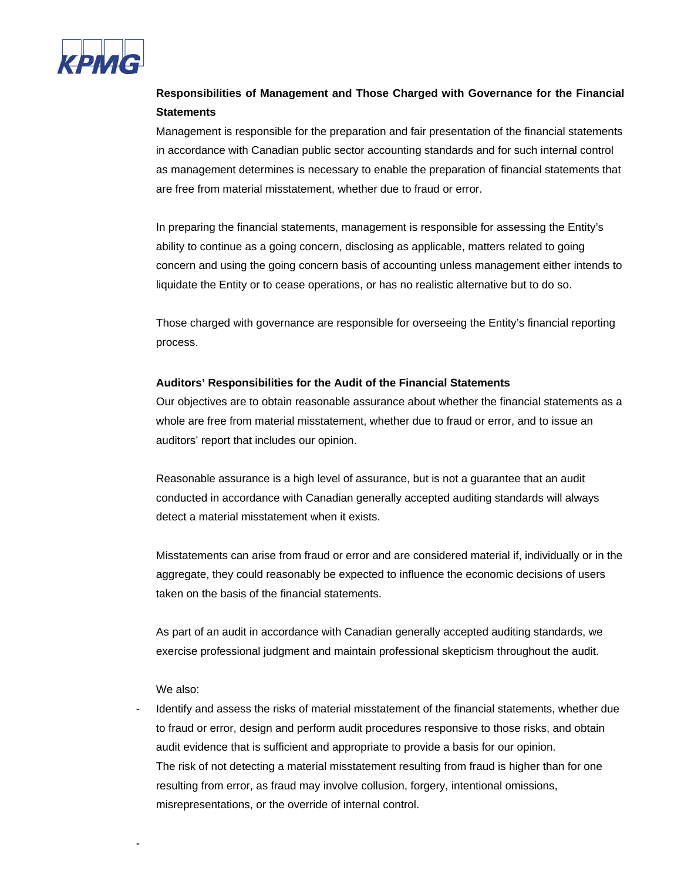**Responsibilities of Management and Those Charged with Governance for the Financial Statements**

Management is responsible for the preparation and fair presentation of the financial statements in accordance with Canadian public sector accounting standards and for such internal control as management determines is necessary to enable the preparation of financial statements that are free from material misstatement, whether due to fraud or error.

In preparing the financial statements, management is responsible for assessing the Entity's ability to continue as a going concern, disclosing as applicable, matters related to going concern and using the going concern basis of accounting unless management either intends to liquidate the Entity or to cease operations, or has no realistic alternative but to do so.

Those charged with governance are responsible for overseeing the Entity's financial reporting process.

**Auditors' Responsibilities for the Audit of the Financial Statements**

Our objectives are to obtain reasonable assurance about whether the financial statements as a whole are free from material misstatement, whether due to fraud or error, and to issue an auditors' report that includes our opinion.

Reasonable assurance is a high level of assurance, but is not a guarantee that an audit conducted in accordance with Canadian generally accepted auditing standards will always detect a material misstatement when it exists.

Misstatements can arise from fraud or error and are considered material if, individually or in the aggregate, they could reasonably be expected to influence the economic decisions of users taken on the basis of the financial statements.

As part of an audit in accordance with Canadian generally accepted auditing standards, we exercise professional judgment and maintain professional skepticism throughout the audit.

We also:

- Identify and assess the risks of material misstatement of the financial statements, whether due to fraud or error, design and perform audit procedures responsive to those risks, and obtain audit evidence that is sufficient and appropriate to provide a basis for our opinion.
  The risk of not detecting a material misstatement resulting from fraud is higher than for one resulting from error, as fraud may involve collusion, forgery, intentional omissions, misrepresentations, or the override of internal control.

-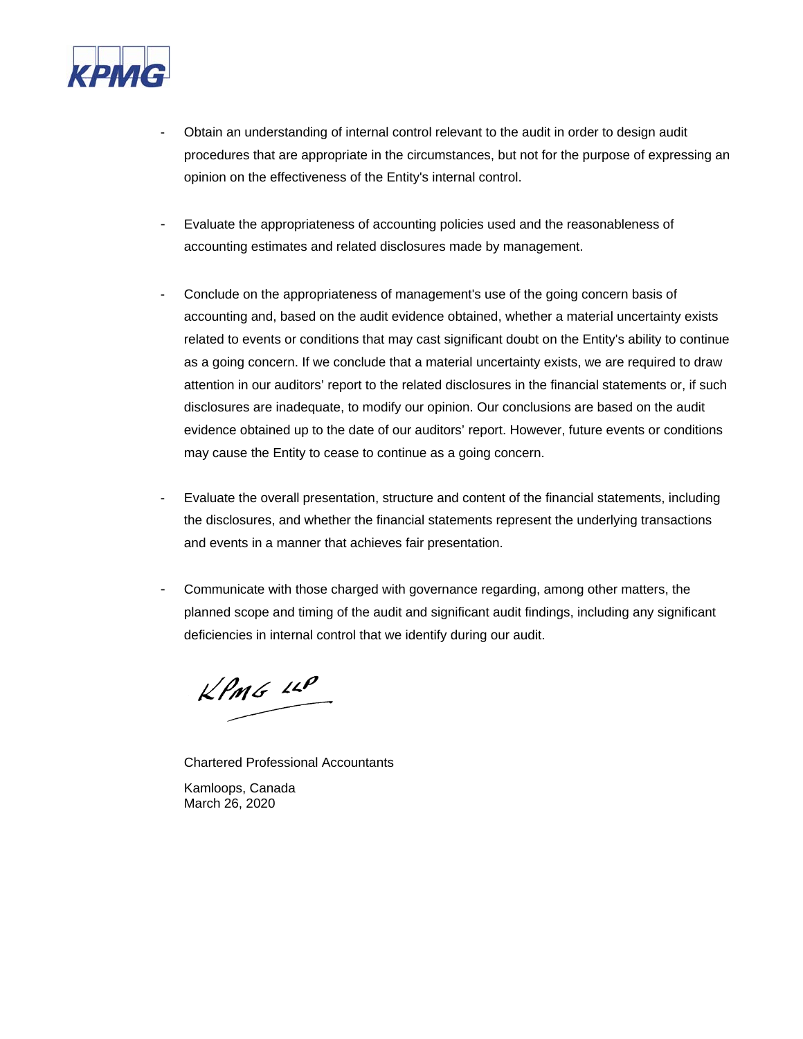- Obtain an understanding of internal control relevant to the audit in order to design audit procedures that are appropriate in the circumstances, but not for the purpose of expressing an opinion on the effectiveness of the Entity's internal control.

- Evaluate the appropriateness of accounting policies used and the reasonableness of accounting estimates and related disclosures made by management.

- Conclude on the appropriateness of management's use of the going concern basis of accounting and, based on the audit evidence obtained, whether a material uncertainty exists related to events or conditions that may cast significant doubt on the Entity's ability to continue as a going concern. If we conclude that a material uncertainty exists, we are required to draw attention in our auditors' report to the related disclosures in the financial statements or, if such disclosures are inadequate, to modify our opinion. Our conclusions are based on the audit evidence obtained up to the date of our auditors' report. However, future events or conditions may cause the Entity to cease to continue as a going concern.

- Evaluate the overall presentation, structure and content of the financial statements, including the disclosures, and whether the financial statements represent the underlying transactions and events in a manner that achieves fair presentation.

- Communicate with those charged with governance regarding, among other matters, the planned scope and timing of the audit and significant audit findings, including any significant deficiencies in internal control that we identify during our audit.

KPMG LLP

Chartered Professional Accountants

Kamloops, Canada
March 26, 2020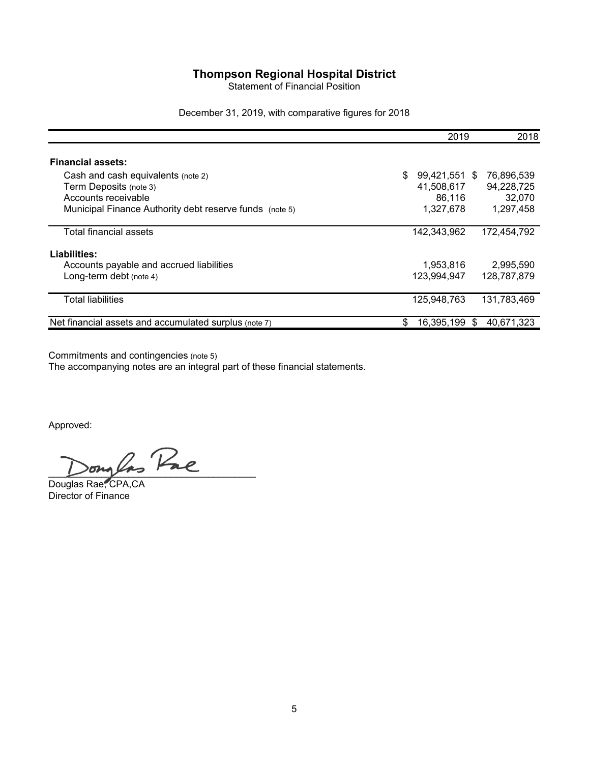# Thompson Regional Hospital District

Statement of Financial Position

December 31, 2019, with comparative figures for 2018

| | 2019 | 2018 |
|---|---|---|
| **Financial assets:** | | |
| Cash and cash equivalents (note 2) | $ 99,421,551 | $ 76,896,539 |
| Term Deposits (note 3) | 41,508,617 | 94,228,725 |
| Accounts receivable | 86,116 | 32,070 |
| Municipal Finance Authority debt reserve funds (note 5) | 1,327,678 | 1,297,458 |
| Total financial assets | 142,343,962 | 172,454,792 |
| **Liabilities:** | | |
| Accounts payable and accrued liabilities | 1,953,816 | 2,995,590 |
| Long-term debt (note 4) | 123,994,947 | 128,787,879 |
| Total liabilities | 125,948,763 | 131,783,469 |
| Net financial assets and accumulated surplus (note 7) | $ 16,395,199 | $ 40,671,323 |

Commitments and contingencies (note 5)

The accompanying notes are an integral part of these financial statements.

Approved:

Douglas Rae, CPA,CA
Director of Finance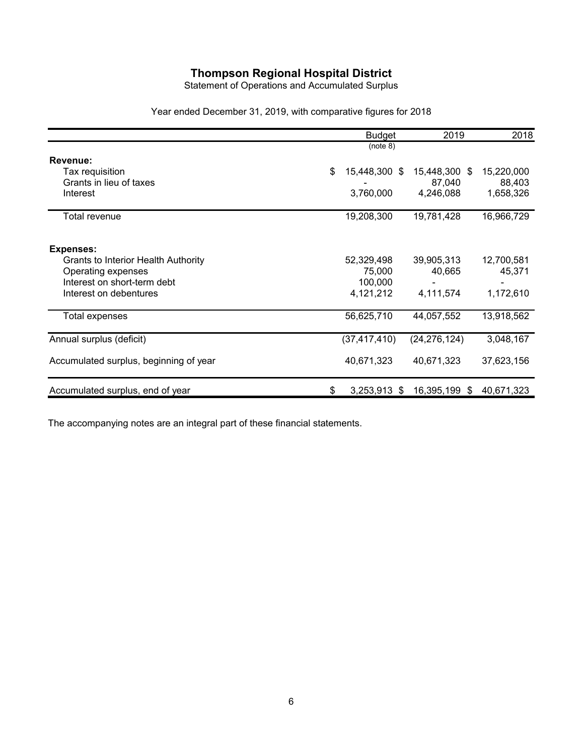# Thompson Regional Hospital District

Statement of Operations and Accumulated Surplus

Year ended December 31, 2019, with comparative figures for 2018

| | Budget (note 8) | 2019 | 2018 |
|---|---|---|---|
| **Revenue:** | | | |
| Tax requisition | $ 15,448,300 | $ 15,448,300 | $ 15,220,000 |
| Grants in lieu of taxes | - | 87,040 | 88,403 |
| Interest | 3,760,000 | 4,246,088 | 1,658,326 |
| Total revenue | 19,208,300 | 19,781,428 | 16,966,729 |
| **Expenses:** | | | |
| Grants to Interior Health Authority | 52,329,498 | 39,905,313 | 12,700,581 |
| Operating expenses | 75,000 | 40,665 | 45,371 |
| Interest on short-term debt | 100,000 | - | - |
| Interest on debentures | 4,121,212 | 4,111,574 | 1,172,610 |
| Total expenses | 56,625,710 | 44,057,552 | 13,918,562 |
| Annual surplus (deficit) | (37,417,410) | (24,276,124) | 3,048,167 |
| Accumulated surplus, beginning of year | 40,671,323 | 40,671,323 | 37,623,156 |
| Accumulated surplus, end of year | $ 3,253,913 | $ 16,395,199 | $ 40,671,323 |

The accompanying notes are an integral part of these financial statements.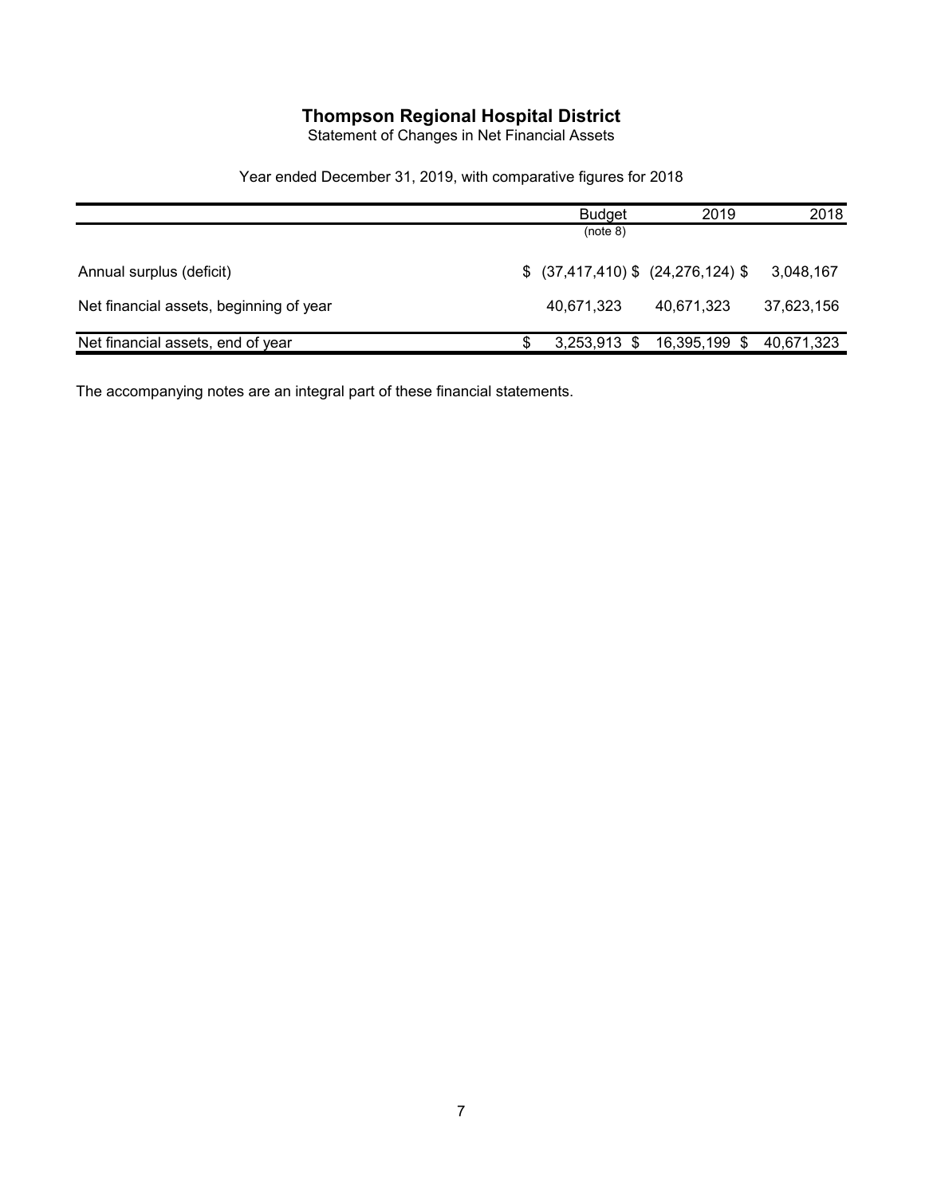# Thompson Regional Hospital District

Statement of Changes in Net Financial Assets

Year ended December 31, 2019, with comparative figures for 2018

| | Budget (note 8) | 2019 | 2018 |
|---|---|---|---|
| Annual surplus (deficit) | $ (37,417,410) | $ (24,276,124) | $ 3,048,167 |
| Net financial assets, beginning of year | 40,671,323 | 40,671,323 | 37,623,156 |
| Net financial assets, end of year | $ 3,253,913 | $ 16,395,199 | $ 40,671,323 |

The accompanying notes are an integral part of these financial statements.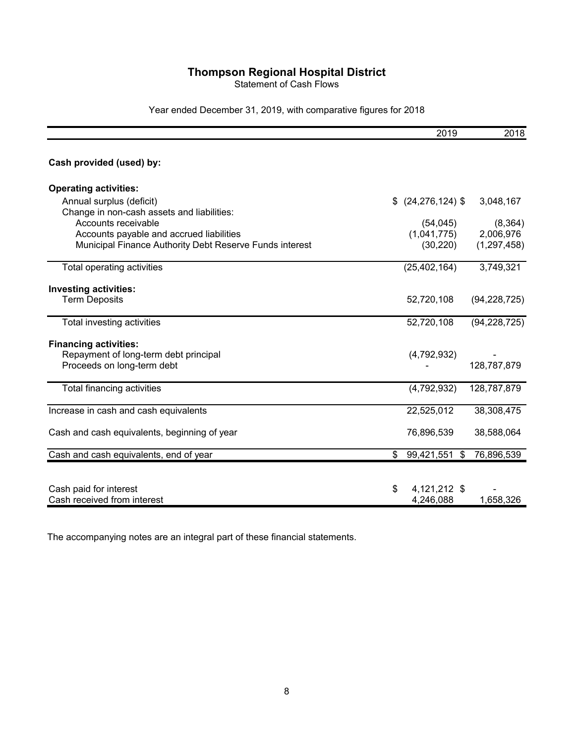# Thompson Regional Hospital District

Statement of Cash Flows

Year ended December 31, 2019, with comparative figures for 2018

| | 2019 | 2018 |
|---|---|---|
| **Cash provided (used) by:** | | |
| **Operating activities:** | | |
| Annual surplus (deficit) | $ (24,276,124) | $ 3,048,167 |
| Change in non-cash assets and liabilities: | | |
| Accounts receivable | (54,045) | (8,364) |
| Accounts payable and accrued liabilities | (1,041,775) | 2,006,976 |
| Municipal Finance Authority Debt Reserve Funds interest | (30,220) | (1,297,458) |
| Total operating activities | (25,402,164) | 3,749,321 |
| **Investing activities:** | | |
| Term Deposits | 52,720,108 | (94,228,725) |
| Total investing activities | 52,720,108 | (94,228,725) |
| **Financing activities:** | | |
| Repayment of long-term debt principal | (4,792,932) | - |
| Proceeds on long-term debt | - | 128,787,879 |
| Total financing activities | (4,792,932) | 128,787,879 |
| Increase in cash and cash equivalents | 22,525,012 | 38,308,475 |
| Cash and cash equivalents, beginning of year | 76,896,539 | 38,588,064 |
| Cash and cash equivalents, end of year | $ 99,421,551 | $ 76,896,539 |
| | | |
| Cash paid for interest | $ 4,121,212 | $ - |
| Cash received from interest | 4,246,088 | 1,658,326 |

The accompanying notes are an integral part of these financial statements.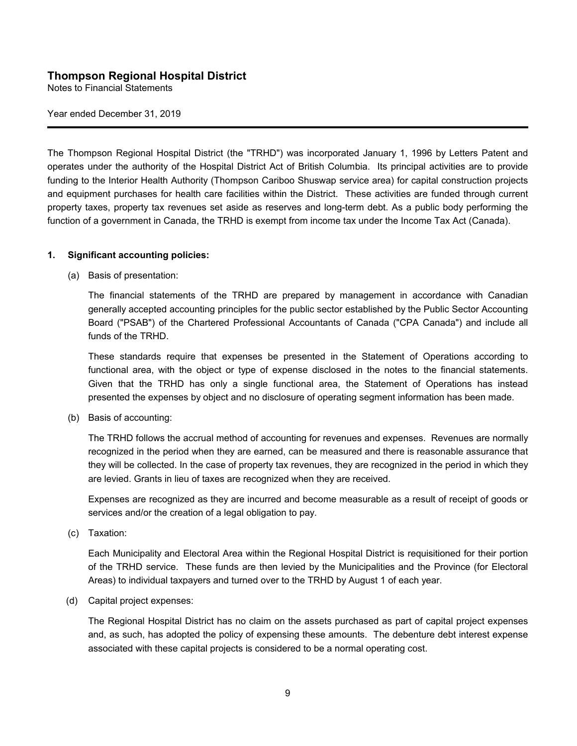# Thompson Regional Hospital District

Notes to Financial Statements

Year ended December 31, 2019

---

The Thompson Regional Hospital District (the "TRHD") was incorporated January 1, 1996 by Letters Patent and operates under the authority of the Hospital District Act of British Columbia. Its principal activities are to provide funding to the Interior Health Authority (Thompson Cariboo Shuswap service area) for capital construction projects and equipment purchases for health care facilities within the District. These activities are funded through current property taxes, property tax revenues set aside as reserves and long-term debt. As a public body performing the function of a government in Canada, the TRHD is exempt from income tax under the Income Tax Act (Canada).

## 1. Significant accounting policies:

(a) Basis of presentation:

The financial statements of the TRHD are prepared by management in accordance with Canadian generally accepted accounting principles for the public sector established by the Public Sector Accounting Board ("PSAB") of the Chartered Professional Accountants of Canada ("CPA Canada") and include all funds of the TRHD.

These standards require that expenses be presented in the Statement of Operations according to functional area, with the object or type of expense disclosed in the notes to the financial statements. Given that the TRHD has only a single functional area, the Statement of Operations has instead presented the expenses by object and no disclosure of operating segment information has been made.

(b) Basis of accounting:

The TRHD follows the accrual method of accounting for revenues and expenses. Revenues are normally recognized in the period when they are earned, can be measured and there is reasonable assurance that they will be collected. In the case of property tax revenues, they are recognized in the period in which they are levied. Grants in lieu of taxes are recognized when they are received.

Expenses are recognized as they are incurred and become measurable as a result of receipt of goods or services and/or the creation of a legal obligation to pay.

(c) Taxation:

Each Municipality and Electoral Area within the Regional Hospital District is requisitioned for their portion of the TRHD service. These funds are then levied by the Municipalities and the Province (for Electoral Areas) to individual taxpayers and turned over to the TRHD by August 1 of each year.

(d) Capital project expenses:

The Regional Hospital District has no claim on the assets purchased as part of capital project expenses and, as such, has adopted the policy of expensing these amounts. The debenture debt interest expense associated with these capital projects is considered to be a normal operating cost.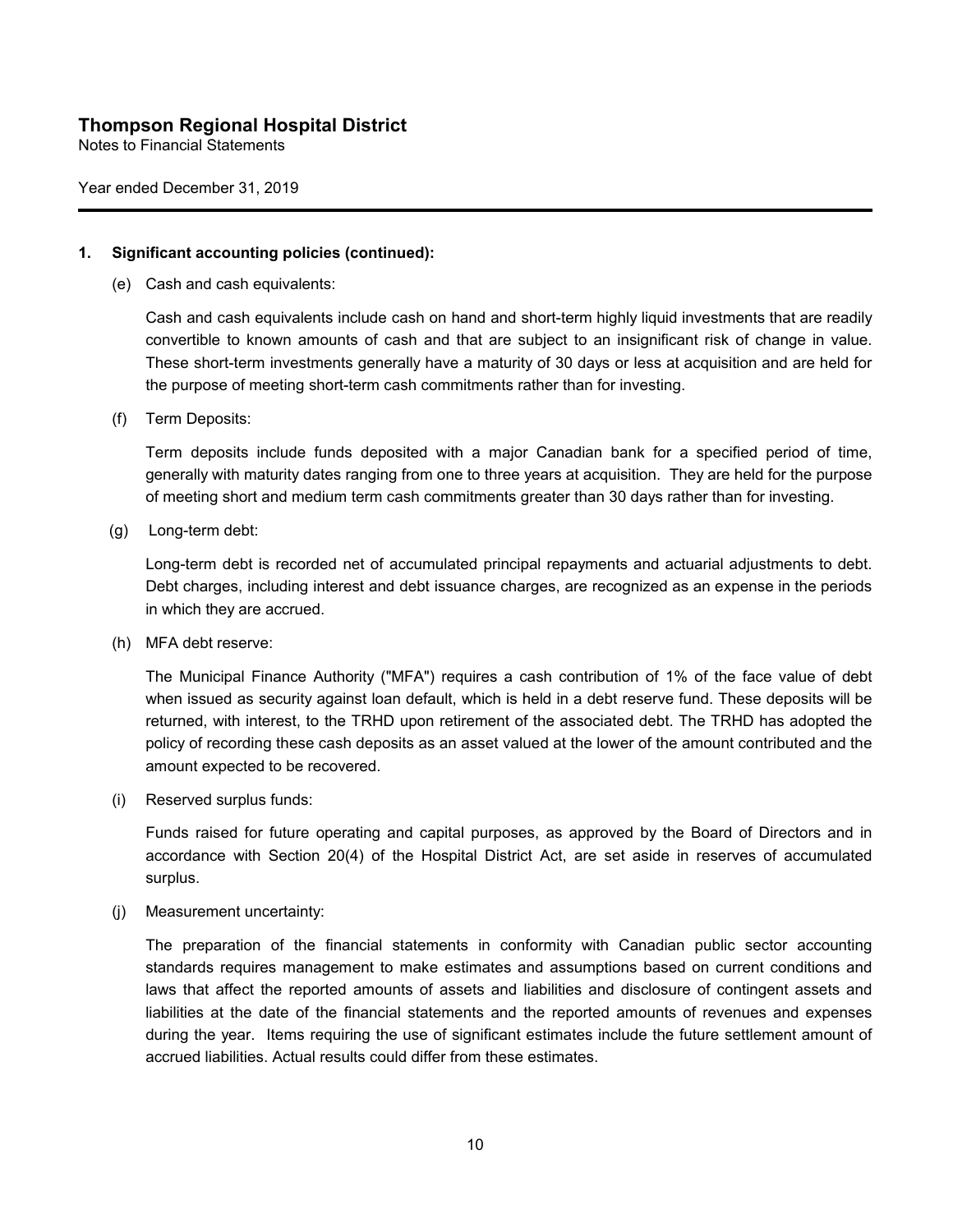**Thompson Regional Hospital District**
Notes to Financial Statements

Year ended December 31, 2019

## 1. Significant accounting policies (continued):

(e) Cash and cash equivalents:

Cash and cash equivalents include cash on hand and short-term highly liquid investments that are readily convertible to known amounts of cash and that are subject to an insignificant risk of change in value. These short-term investments generally have a maturity of 30 days or less at acquisition and are held for the purpose of meeting short-term cash commitments rather than for investing.

(f) Term Deposits:

Term deposits include funds deposited with a major Canadian bank for a specified period of time, generally with maturity dates ranging from one to three years at acquisition. They are held for the purpose of meeting short and medium term cash commitments greater than 30 days rather than for investing.

(g) Long-term debt:

Long-term debt is recorded net of accumulated principal repayments and actuarial adjustments to debt. Debt charges, including interest and debt issuance charges, are recognized as an expense in the periods in which they are accrued.

(h) MFA debt reserve:

The Municipal Finance Authority ("MFA") requires a cash contribution of 1% of the face value of debt when issued as security against loan default, which is held in a debt reserve fund. These deposits will be returned, with interest, to the TRHD upon retirement of the associated debt. The TRHD has adopted the policy of recording these cash deposits as an asset valued at the lower of the amount contributed and the amount expected to be recovered.

(i) Reserved surplus funds:

Funds raised for future operating and capital purposes, as approved by the Board of Directors and in accordance with Section 20(4) of the Hospital District Act, are set aside in reserves of accumulated surplus.

(j) Measurement uncertainty:

The preparation of the financial statements in conformity with Canadian public sector accounting standards requires management to make estimates and assumptions based on current conditions and laws that affect the reported amounts of assets and liabilities and disclosure of contingent assets and liabilities at the date of the financial statements and the reported amounts of revenues and expenses during the year. Items requiring the use of significant estimates include the future settlement amount of accrued liabilities. Actual results could differ from these estimates.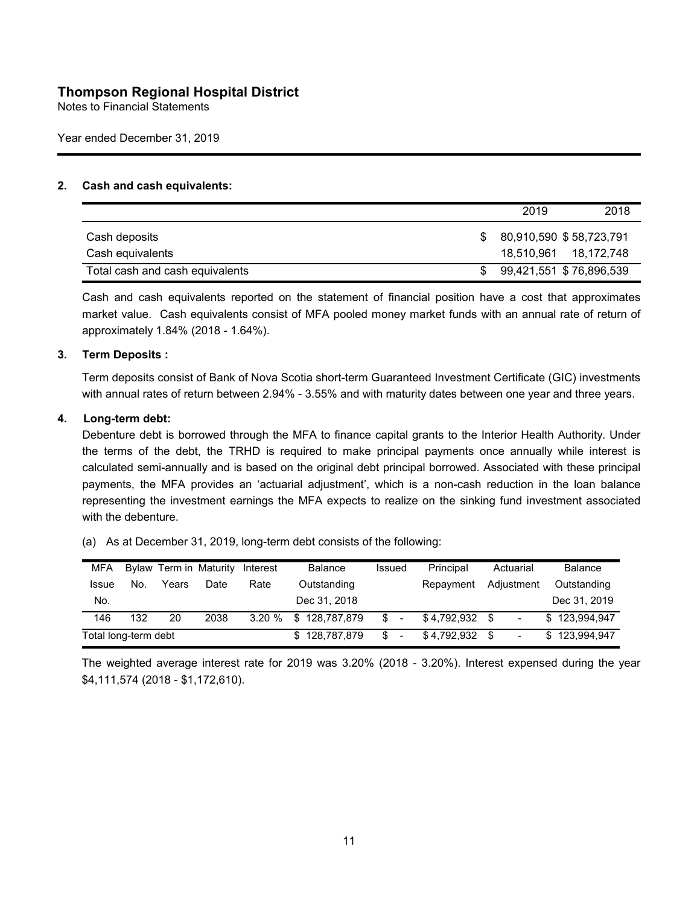# Thompson Regional Hospital District

Notes to Financial Statements

Year ended December 31, 2019

## 2. Cash and cash equivalents:

| | 2019 | 2018 |
|---|---|---|
| Cash deposits | $ 80,910,590 | $ 58,723,791 |
| Cash equivalents | 18,510,961 | 18,172,748 |
| Total cash and cash equivalents | $ 99,421,551 | $ 76,896,539 |

Cash and cash equivalents reported on the statement of financial position have a cost that approximates market value. Cash equivalents consist of MFA pooled money market funds with an annual rate of return of approximately 1.84% (2018 - 1.64%).

## 3. Term Deposits :

Term deposits consist of Bank of Nova Scotia short-term Guaranteed Investment Certificate (GIC) investments with annual rates of return between 2.94% - 3.55% and with maturity dates between one year and three years.

## 4. Long-term debt:

Debenture debt is borrowed through the MFA to finance capital grants to the Interior Health Authority. Under the terms of the debt, the TRHD is required to make principal payments once annually while interest is calculated semi-annually and is based on the original debt principal borrowed. Associated with these principal payments, the MFA provides an 'actuarial adjustment', which is a non-cash reduction in the loan balance representing the investment earnings the MFA expects to realize on the sinking fund investment associated with the debenture.

(a) As at December 31, 2019, long-term debt consists of the following:

| MFA Issue No. | Bylaw No. | Term in Years | Maturity Date | Interest Rate | Balance Outstanding Dec 31, 2018 | Issued | Principal Repayment | Actuarial Adjustment | Balance Outstanding Dec 31, 2019 |
|---|---|---|---|---|---|---|---|---|---|
| 146 | 132 | 20 | 2038 | 3.20 % | $ 128,787,879 | $ - | $ 4,792,932 | $ - | $ 123,994,947 |
| Total long-term debt | | | | | $ 128,787,879 | $ - | $ 4,792,932 | $ - | $ 123,994,947 |

The weighted average interest rate for 2019 was 3.20% (2018 - 3.20%). Interest expensed during the year $4,111,574 (2018 - $1,172,610).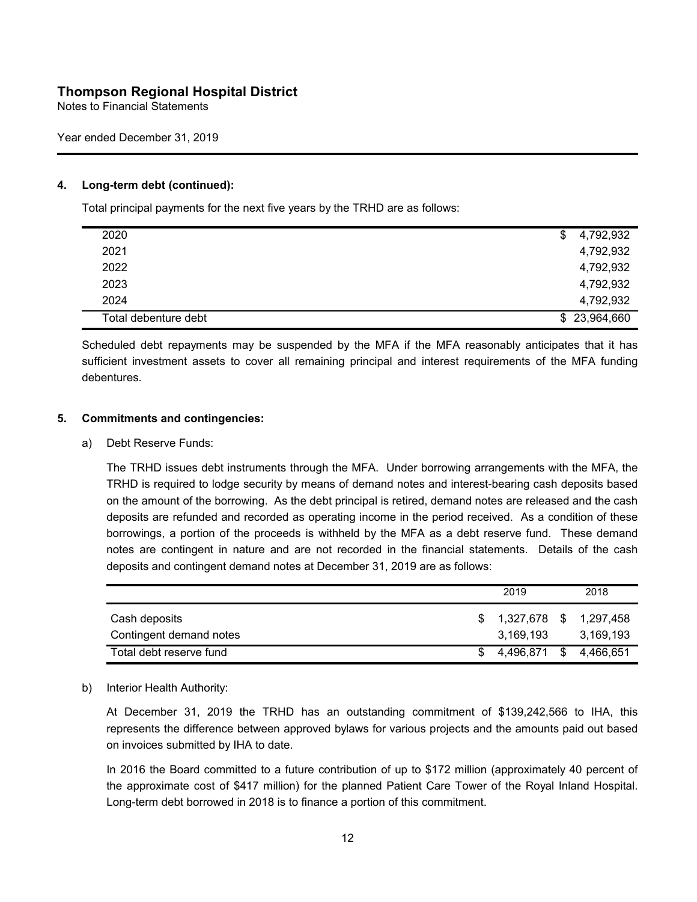**Thompson Regional Hospital District**
Notes to Financial Statements

Year ended December 31, 2019

### 4. Long-term debt (continued):

Total principal payments for the next five years by the TRHD are as follows:

| | |
|---|---|
| 2020 | $ 4,792,932 |
| 2021 | 4,792,932 |
| 2022 | 4,792,932 |
| 2023 | 4,792,932 |
| 2024 | 4,792,932 |
| Total debenture debt | $ 23,964,660 |

Scheduled debt repayments may be suspended by the MFA if the MFA reasonably anticipates that it has sufficient investment assets to cover all remaining principal and interest requirements of the MFA funding debentures.

### 5. Commitments and contingencies:

a) Debt Reserve Funds:

The TRHD issues debt instruments through the MFA. Under borrowing arrangements with the MFA, the TRHD is required to lodge security by means of demand notes and interest-bearing cash deposits based on the amount of the borrowing. As the debt principal is retired, demand notes are released and the cash deposits are refunded and recorded as operating income in the period received. As a condition of these borrowings, a portion of the proceeds is withheld by the MFA as a debt reserve fund. These demand notes are contingent in nature and are not recorded in the financial statements. Details of the cash deposits and contingent demand notes at December 31, 2019 are as follows:

| | 2019 | 2018 |
|---|---|---|
| Cash deposits | $ 1,327,678 | $ 1,297,458 |
| Contingent demand notes | 3,169,193 | 3,169,193 |
| Total debt reserve fund | $ 4,496,871 | $ 4,466,651 |

b) Interior Health Authority:

At December 31, 2019 the TRHD has an outstanding commitment of $139,242,566 to IHA, this represents the difference between approved bylaws for various projects and the amounts paid out based on invoices submitted by IHA to date.

In 2016 the Board committed to a future contribution of up to $172 million (approximately 40 percent of the approximate cost of $417 million) for the planned Patient Care Tower of the Royal Inland Hospital. Long-term debt borrowed in 2018 is to finance a portion of this commitment.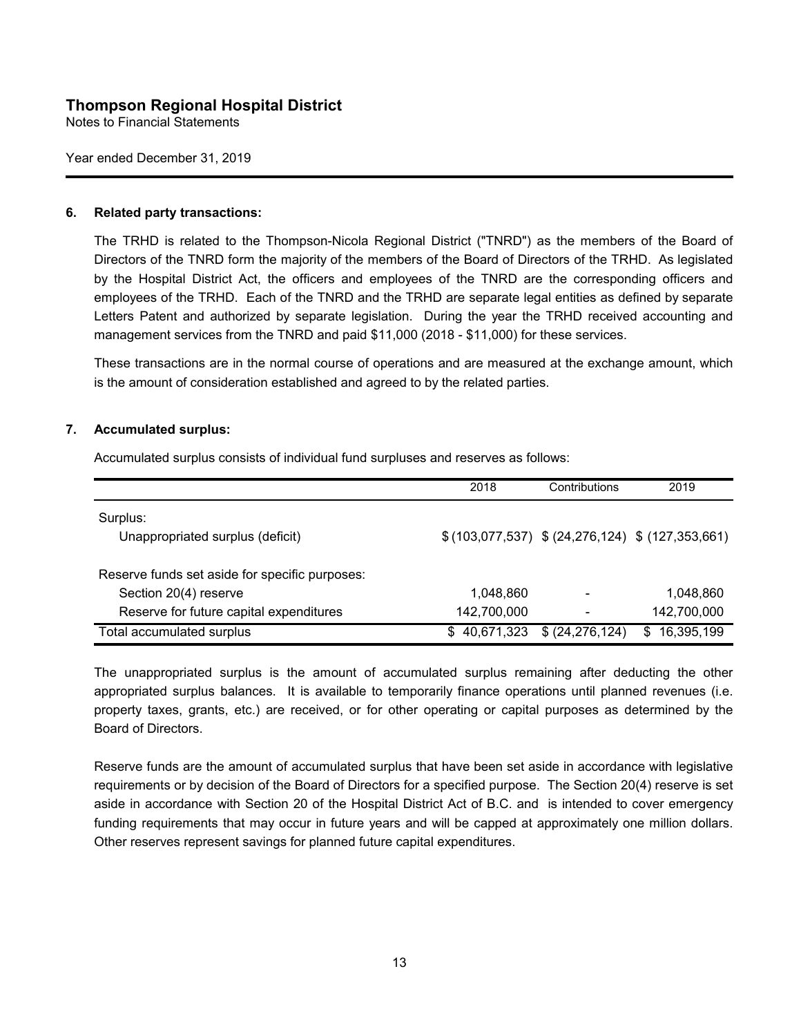# Thompson Regional Hospital District

Notes to Financial Statements

Year ended December 31, 2019

## 6. Related party transactions:

The TRHD is related to the Thompson-Nicola Regional District ("TNRD") as the members of the Board of Directors of the TNRD form the majority of the members of the Board of Directors of the TRHD. As legislated by the Hospital District Act, the officers and employees of the TNRD are the corresponding officers and employees of the TRHD. Each of the TNRD and the TRHD are separate legal entities as defined by separate Letters Patent and authorized by separate legislation. During the year the TRHD received accounting and management services from the TNRD and paid $11,000 (2018 - $11,000) for these services.

These transactions are in the normal course of operations and are measured at the exchange amount, which is the amount of consideration established and agreed to by the related parties.

## 7. Accumulated surplus:

Accumulated surplus consists of individual fund surpluses and reserves as follows:

| | 2018 | Contributions | 2019 |
|---|---|---|---|
| Surplus: | | | |
| Unappropriated surplus (deficit) | $ (103,077,537) | $ (24,276,124) | $ (127,353,661) |
| Reserve funds set aside for specific purposes: | | | |
| Section 20(4) reserve | 1,048,860 | - | 1,048,860 |
| Reserve for future capital expenditures | 142,700,000 | - | 142,700,000 |
| Total accumulated surplus | $ 40,671,323 | $ (24,276,124) | $ 16,395,199 |

The unappropriated surplus is the amount of accumulated surplus remaining after deducting the other appropriated surplus balances. It is available to temporarily finance operations until planned revenues (i.e. property taxes, grants, etc.) are received, or for other operating or capital purposes as determined by the Board of Directors.

Reserve funds are the amount of accumulated surplus that have been set aside in accordance with legislative requirements or by decision of the Board of Directors for a specified purpose. The Section 20(4) reserve is set aside in accordance with Section 20 of the Hospital District Act of B.C. and is intended to cover emergency funding requirements that may occur in future years and will be capped at approximately one million dollars. Other reserves represent savings for planned future capital expenditures.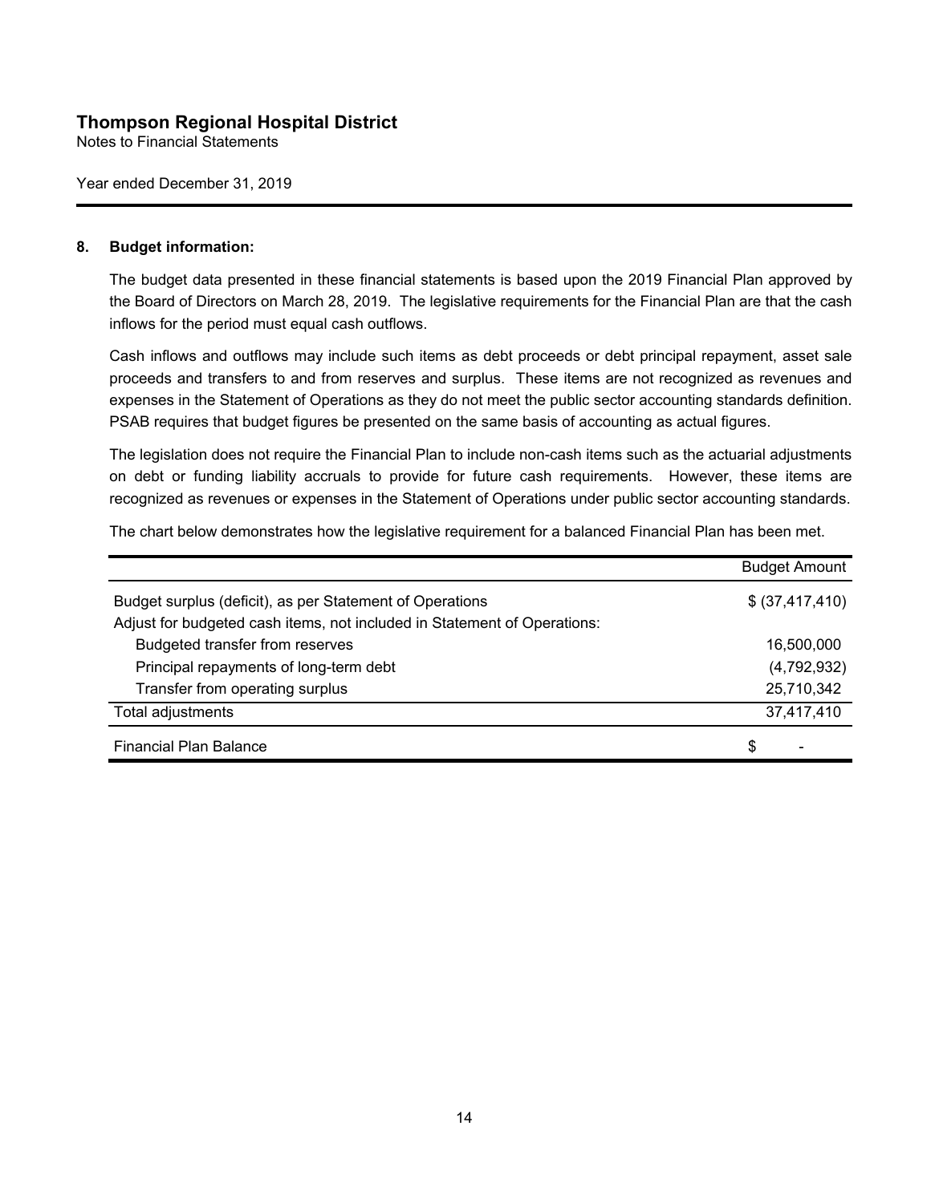# Thompson Regional Hospital District

Notes to Financial Statements

Year ended December 31, 2019

## 8. Budget information:

The budget data presented in these financial statements is based upon the 2019 Financial Plan approved by the Board of Directors on March 28, 2019. The legislative requirements for the Financial Plan are that the cash inflows for the period must equal cash outflows.

Cash inflows and outflows may include such items as debt proceeds or debt principal repayment, asset sale proceeds and transfers to and from reserves and surplus. These items are not recognized as revenues and expenses in the Statement of Operations as they do not meet the public sector accounting standards definition. PSAB requires that budget figures be presented on the same basis of accounting as actual figures.

The legislation does not require the Financial Plan to include non-cash items such as the actuarial adjustments on debt or funding liability accruals to provide for future cash requirements. However, these items are recognized as revenues or expenses in the Statement of Operations under public sector accounting standards.

The chart below demonstrates how the legislative requirement for a balanced Financial Plan has been met.

| | Budget Amount |
|---|---|
| Budget surplus (deficit), as per Statement of Operations | $ (37,417,410) |
| Adjust for budgeted cash items, not included in Statement of Operations: | |
| Budgeted transfer from reserves | 16,500,000 |
| Principal repayments of long-term debt | (4,792,932) |
| Transfer from operating surplus | 25,710,342 |
| Total adjustments | 37,417,410 |
| Financial Plan Balance | $ - |